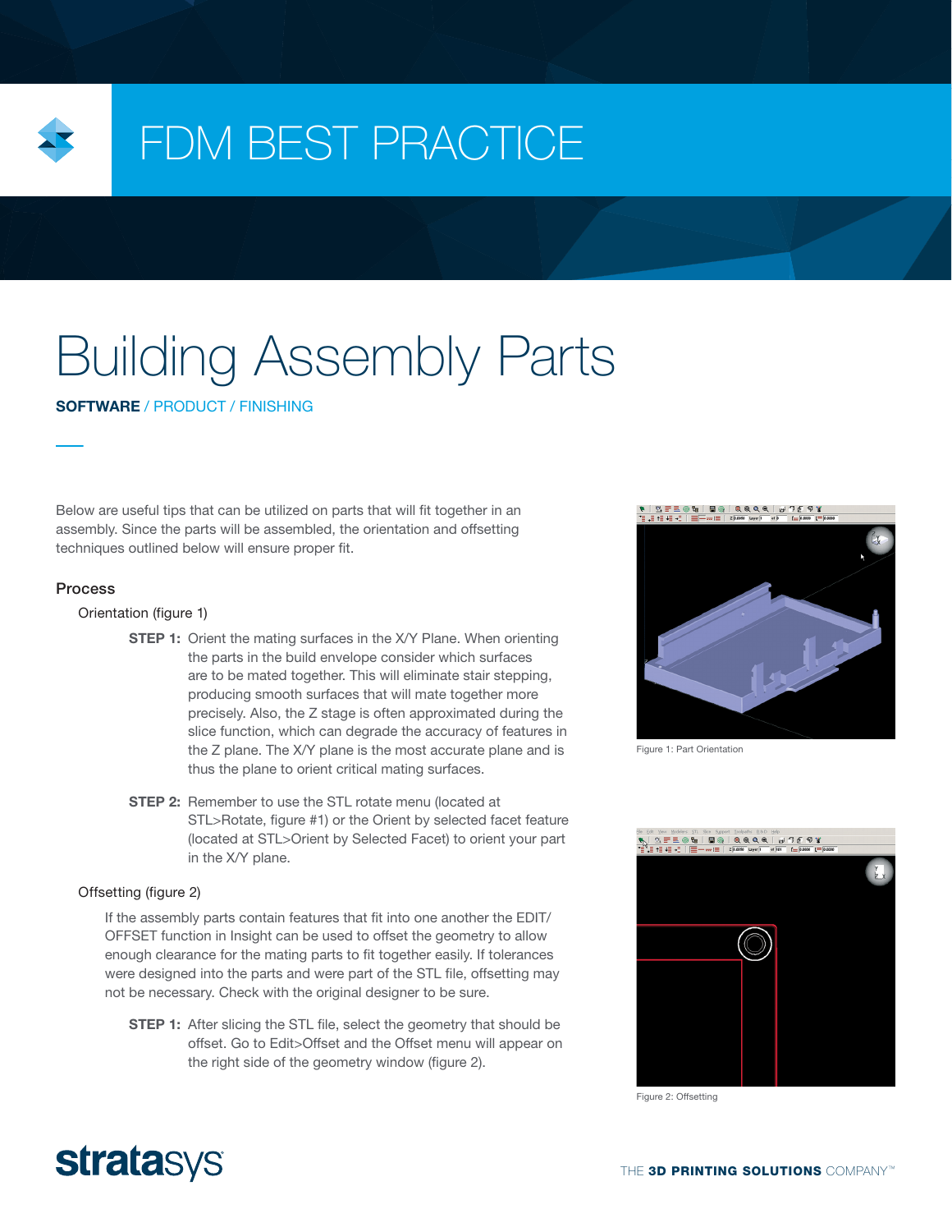# FDM BEST PRACTICE

# Building Assembly Parts

**SOFTWARE** / PRODUCT / FINISHING

Below are useful tips that can be utilized on parts that will fit together in an assembly. Since the parts will be assembled, the orientation and offsetting techniques outlined below will ensure proper fit.

## Process

### Orientation (figure 1)

**STEP 1:** Orient the mating surfaces in the X/Y Plane. When orienting the parts in the build envelope consider which surfaces are to be mated together. This will eliminate stair stepping, producing smooth surfaces that will mate together more precisely. Also, the Z stage is often approximated during the slice function, which can degrade the accuracy of features in the Z plane. The X/Y plane is the most accurate plane and is thus the plane to orient critical mating surfaces.

**STEP 2:** Remember to use the STL rotate menu (located at STL>Rotate, figure #1) or the Orient by selected facet feature (located at STL>Orient by Selected Facet) to orient your part in the X/Y plane.

Figure 1: Part Orientation

### Offsetting (figure 2)

If the assembly parts contain features that fit into one another the EDIT/OFFSET function in Insight can be used to offset the geometry to allow enough clearance for the mating parts to fit together easily. If tolerances were designed into the parts and were part of the STL file, offsetting may not be necessary. Check with the original designer to be sure.

**STEP 1:** After slicing the STL file, select the geometry that should be offset. Go to Edit>Offset and the Offset menu will appear on the right side of the geometry window (figure 2).

Figure 2: Offsetting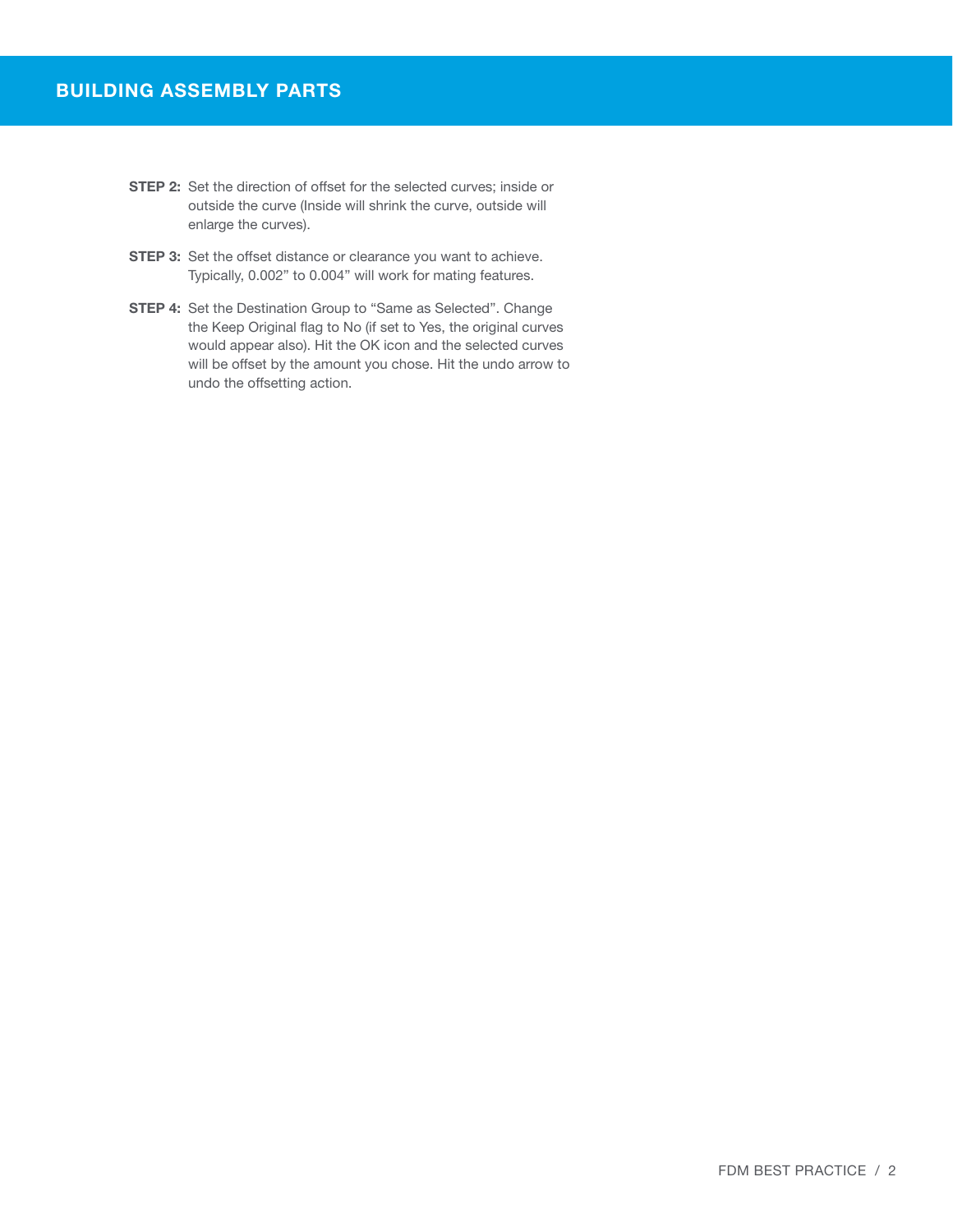## BUILDING ASSEMBLY PARTS

**STEP 2:** Set the direction of offset for the selected curves; inside or outside the curve (Inside will shrink the curve, outside will enlarge the curves).

**STEP 3:** Set the offset distance or clearance you want to achieve. Typically, 0.002" to 0.004" will work for mating features.

**STEP 4:** Set the Destination Group to "Same as Selected". Change the Keep Original flag to No (if set to Yes, the original curves would appear also). Hit the OK icon and the selected curves will be offset by the amount you chose. Hit the undo arrow to undo the offsetting action.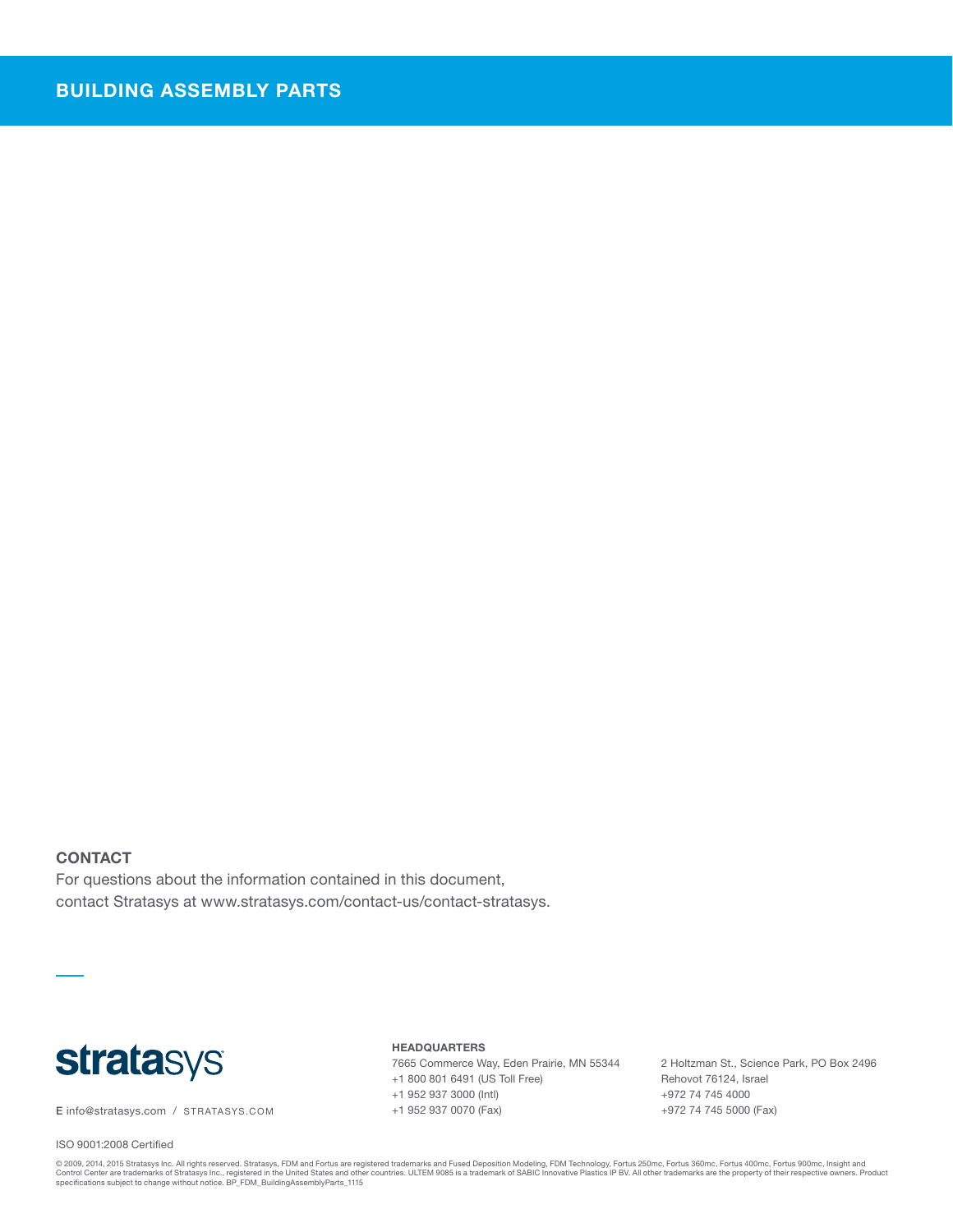**CONTACT**

For questions about the information contained in this document, contact Stratasys at www.stratasys.com/contact-us/contact-stratasys.

stratasys

E info@stratasys.com / STRATASYS.COM

**HEADQUARTERS**

7665 Commerce Way, Eden Prairie, MN 55344
+1 800 801 6491 (US Toll Free)
+1 952 937 3000 (Intl)
+1 952 937 0070 (Fax)

2 Holtzman St., Science Park, PO Box 2496
Rehovot 76124, Israel
+972 74 745 4000
+972 74 745 5000 (Fax)

ISO 9001:2008 Certified

© 2009, 2014, 2015 Stratasys Inc. All rights reserved. Stratasys, FDM and Fortus are registered trademarks and Fused Deposition Modeling, FDM Technology, Fortus 250mc, Fortus 360mc, Fortus 400mc, Fortus 900mc, Insight and Control Center are trademarks of Stratasys Inc., registered in the United States and other countries. ULTEM 9085 is a trademark of SABIC Innovative Plastics IP BV. All other trademarks are the property of their respective owners. Product specifications subject to change without notice. BP_FDM_BuildingAssemblyParts_1115